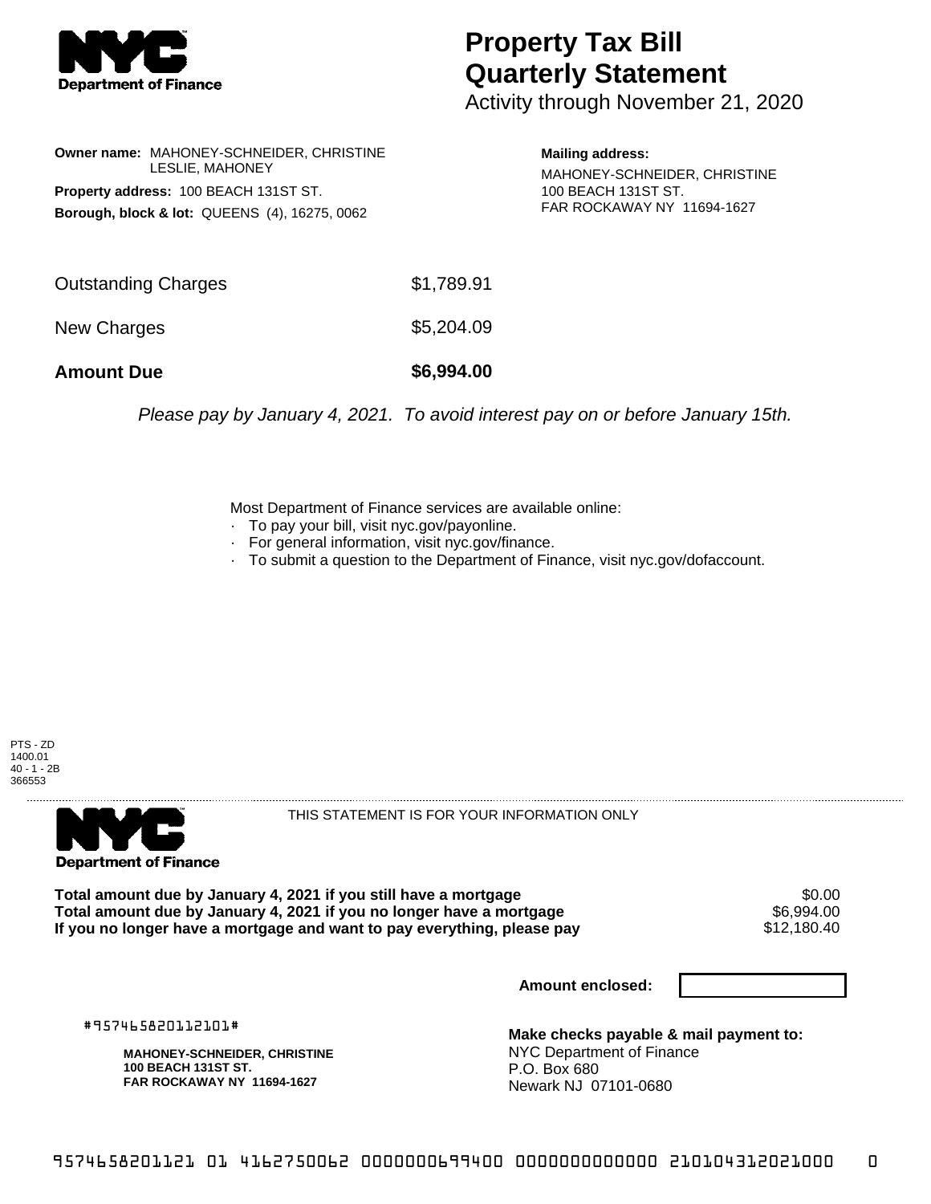# Property Tax Bill Quarterly Statement

Activity through November 21, 2020

**Owner name:** MAHONEY-SCHNEIDER, CHRISTINE LESLIE, MAHONEY
**Property address:** 100 BEACH 131ST ST.
**Borough, block & lot:** QUEENS (4), 16275, 0062

**Mailing address:**
MAHONEY-SCHNEIDER, CHRISTINE
100 BEACH 131ST ST.
FAR ROCKAWAY NY 11694-1627

| | |
|---|---|
| Outstanding Charges | $1,789.91 |
| New Charges | $5,204.09 |
| **Amount Due** | **$6,994.00** |

*Please pay by January 4, 2021. To avoid interest pay on or before January 15th.*

Most Department of Finance services are available online:
- To pay your bill, visit nyc.gov/payonline.
- For general information, visit nyc.gov/finance.
- To submit a question to the Department of Finance, visit nyc.gov/dofaccount.

PTS - ZD
1400.01
40 - 1 - 2B
366553

THIS STATEMENT IS FOR YOUR INFORMATION ONLY

| | |
|---|---|
| **Total amount due by January 4, 2021 if you still have a mortgage** | $0.00 |
| **Total amount due by January 4, 2021 if you no longer have a mortgage** | $6,994.00 |
| **If you no longer have a mortgage and want to pay everything, please pay** | $12,180.40 |

**Amount enclosed:**

#957465820112101#

**MAHONEY-SCHNEIDER, CHRISTINE**
**100 BEACH 131ST ST.**
**FAR ROCKAWAY NY 11694-1627**

**Make checks payable & mail payment to:**
NYC Department of Finance
P.O. Box 680
Newark NJ 07101-0680

9574658201121 01 4162750062 0000000699400 0000000000000 210104312021000 0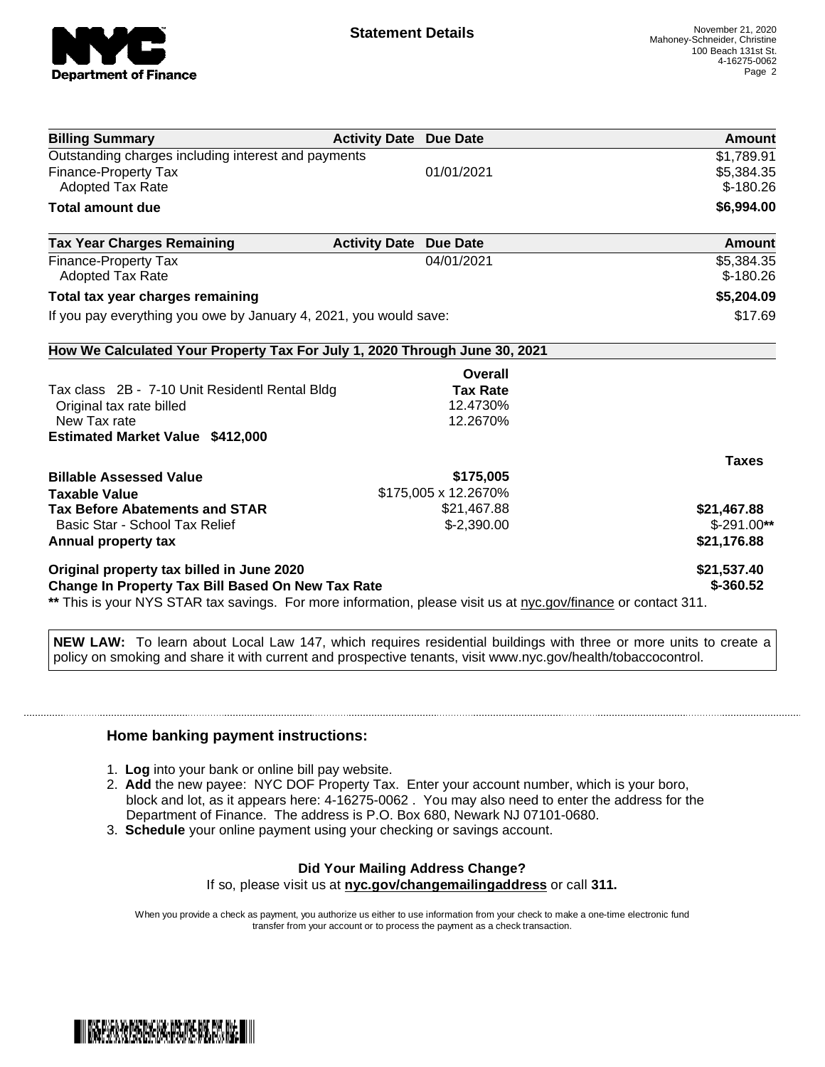## Statement Details

November 21, 2020
Mahoney-Schneider, Christine
100 Beach 131st St.
4-16275-0062

| Billing Summary | Activity Date | Due Date | Amount |
|---|---|---|---|
| Outstanding charges including interest and payments | | | $1,789.91 |
| Finance-Property Tax | | 01/01/2021 | $5,384.35 |
| Adopted Tax Rate | | | $-180.26 |
| **Total amount due** | | | **$6,994.00** |

| Tax Year Charges Remaining | Activity Date | Due Date | Amount |
|---|---|---|---|
| Finance-Property Tax | | 04/01/2021 | $5,384.35 |
| Adopted Tax Rate | | | $-180.26 |
| **Total tax year charges remaining** | | | **$5,204.09** |
| If you pay everything you owe by January 4, 2021, you would save: | | | $17.69 |

### How We Calculated Your Property Tax For July 1, 2020 Through June 30, 2021

| | Overall Tax Rate | |
|---|---|---|
| Tax class 2B - 7-10 Unit Residentl Rental Bldg | | |
| Original tax rate billed | 12.4730% | |
| New Tax rate | 12.2670% | |
| **Estimated Market Value $412,000** | | |
| | | **Taxes** |
| **Billable Assessed Value** | **$175,005** | |
| **Taxable Value** | $175,005 x 12.2670% | |
| **Tax Before Abatements and STAR** | $21,467.88 | **$21,467.88** |
| Basic Star - School Tax Relief | $-2,390.00 | $-291.00** |
| **Annual property tax** | | **$21,176.88** |
| **Original property tax billed in June 2020** | | **$21,537.40** |
| **Change In Property Tax Bill Based On New Tax Rate** | | **$-360.52** |

** This is your NYS STAR tax savings. For more information, please visit us at nyc.gov/finance or contact 311.

**NEW LAW:** To learn about Local Law 147, which requires residential buildings with three or more units to create a policy on smoking and share it with current and prospective tenants, visit www.nyc.gov/health/tobaccocontrol.

### Home banking payment instructions:

1. **Log** into your bank or online bill pay website.
2. **Add** the new payee: NYC DOF Property Tax. Enter your account number, which is your boro, block and lot, as it appears here: 4-16275-0062 . You may also need to enter the address for the Department of Finance. The address is P.O. Box 680, Newark NJ 07101-0680.
3. **Schedule** your online payment using your checking or savings account.

**Did Your Mailing Address Change?**
If so, please visit us at **nyc.gov/changemailingaddress** or call **311.**

When you provide a check as payment, you authorize us either to use information from your check to make a one-time electronic fund transfer from your account or to process the payment as a check transaction.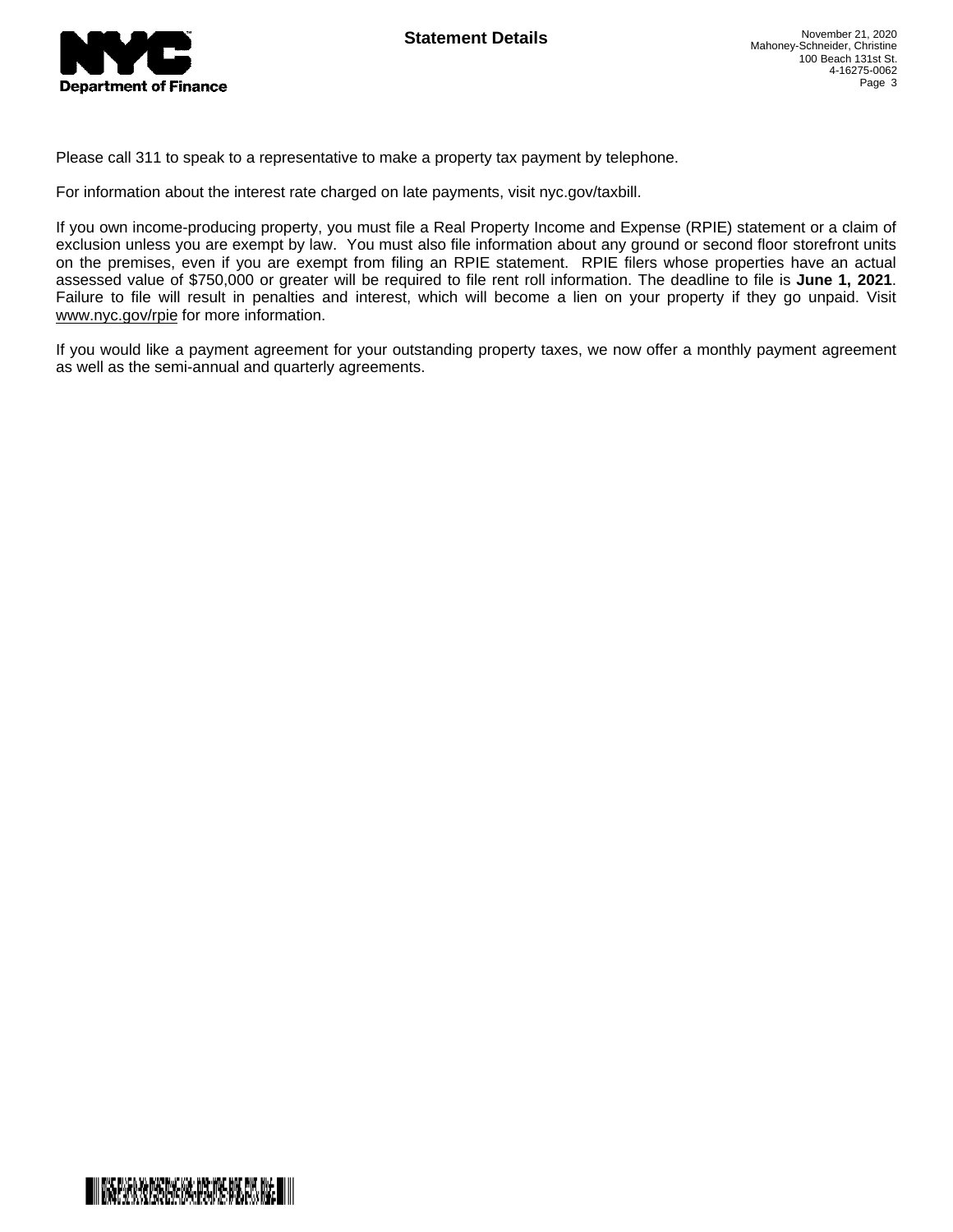Please call 311 to speak to a representative to make a property tax payment by telephone.

For information about the interest rate charged on late payments, visit nyc.gov/taxbill.

If you own income-producing property, you must file a Real Property Income and Expense (RPIE) statement or a claim of exclusion unless you are exempt by law. You must also file information about any ground or second floor storefront units on the premises, even if you are exempt from filing an RPIE statement. RPIE filers whose properties have an actual assessed value of $750,000 or greater will be required to file rent roll information. The deadline to file is **June 1, 2021**. Failure to file will result in penalties and interest, which will become a lien on your property if they go unpaid. Visit www.nyc.gov/rpie for more information.

If you would like a payment agreement for your outstanding property taxes, we now offer a monthly payment agreement as well as the semi-annual and quarterly agreements.